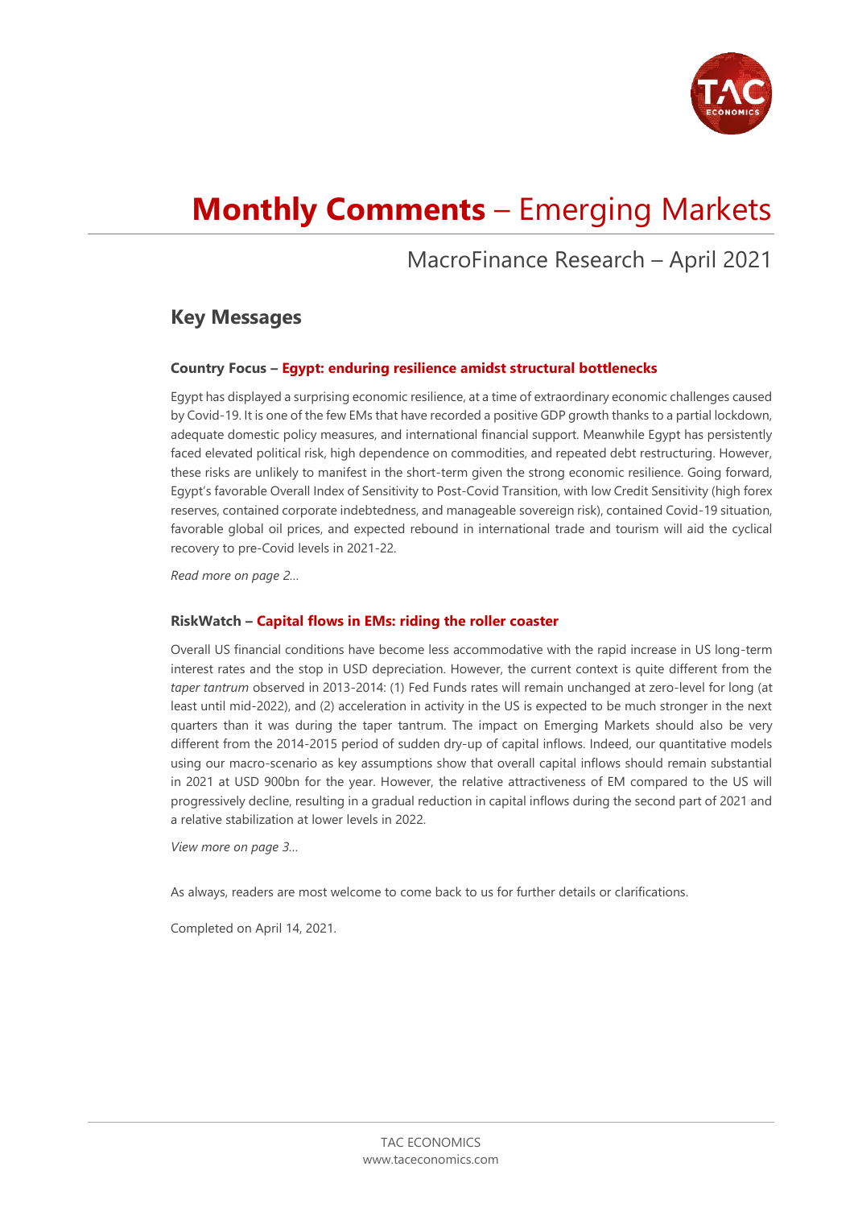# **Monthly Comments** – Emerging Markets

## MacroFinance Research – April 2021

## Key Messages

**Country Focus – Egypt: enduring resilience amidst structural bottlenecks**

Egypt has displayed a surprising economic resilience, at a time of extraordinary economic challenges caused by Covid-19. It is one of the few EMs that have recorded a positive GDP growth thanks to a partial lockdown, adequate domestic policy measures, and international financial support. Meanwhile Egypt has persistently faced elevated political risk, high dependence on commodities, and repeated debt restructuring. However, these risks are unlikely to manifest in the short-term given the strong economic resilience. Going forward, Egypt's favorable Overall Index of Sensitivity to Post-Covid Transition, with low Credit Sensitivity (high forex reserves, contained corporate indebtedness, and manageable sovereign risk), contained Covid-19 situation, favorable global oil prices, and expected rebound in international trade and tourism will aid the cyclical recovery to pre-Covid levels in 2021-22.

*Read more on page 2…*

**RiskWatch – Capital flows in EMs: riding the roller coaster**

Overall US financial conditions have become less accommodative with the rapid increase in US long-term interest rates and the stop in USD depreciation. However, the current context is quite different from the *taper tantrum* observed in 2013-2014: (1) Fed Funds rates will remain unchanged at zero-level for long (at least until mid-2022), and (2) acceleration in activity in the US is expected to be much stronger in the next quarters than it was during the taper tantrum. The impact on Emerging Markets should also be very different from the 2014-2015 period of sudden dry-up of capital inflows. Indeed, our quantitative models using our macro-scenario as key assumptions show that overall capital inflows should remain substantial in 2021 at USD 900bn for the year. However, the relative attractiveness of EM compared to the US will progressively decline, resulting in a gradual reduction in capital inflows during the second part of 2021 and a relative stabilization at lower levels in 2022.

*View more on page 3…*

As always, readers are most welcome to come back to us for further details or clarifications.

Completed on April 14, 2021.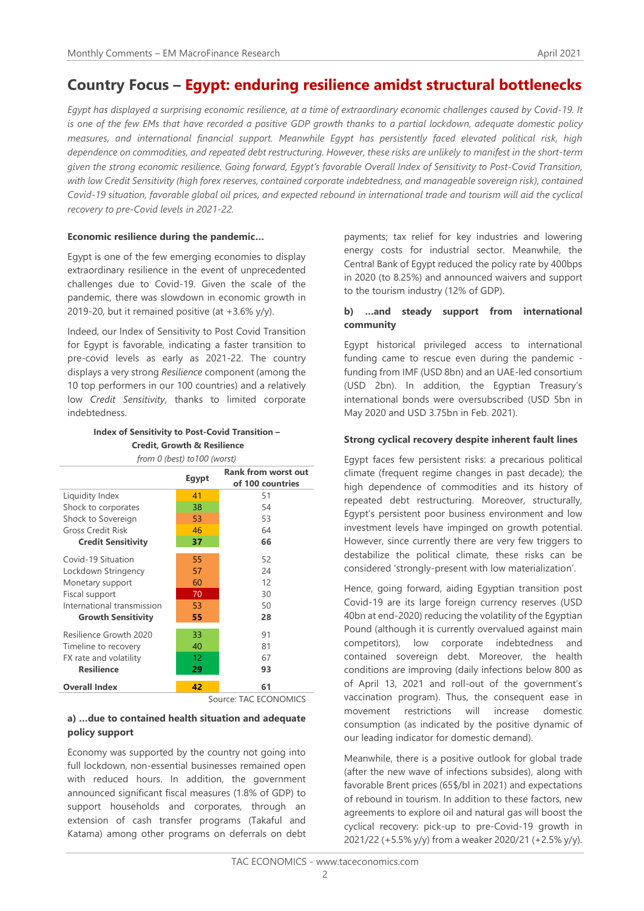## Country Focus – Egypt: enduring resilience amidst structural bottlenecks

*Egypt has displayed a surprising economic resilience, at a time of extraordinary economic challenges caused by Covid-19. It is one of the few EMs that have recorded a positive GDP growth thanks to a partial lockdown, adequate domestic policy measures, and international financial support. Meanwhile Egypt has persistently faced elevated political risk, high dependence on commodities, and repeated debt restructuring. However, these risks are unlikely to manifest in the short-term given the strong economic resilience. Going forward, Egypt's favorable Overall Index of Sensitivity to Post-Covid Transition, with low Credit Sensitivity (high forex reserves, contained corporate indebtedness, and manageable sovereign risk), contained Covid-19 situation, favorable global oil prices, and expected rebound in international trade and tourism will aid the cyclical recovery to pre-Covid levels in 2021-22.*

#### Economic resilience during the pandemic…

Egypt is one of the few emerging economies to display extraordinary resilience in the event of unprecedented challenges due to Covid-19. Given the scale of the pandemic, there was slowdown in economic growth in 2019-20, but it remained positive (at +3.6% y/y).

Indeed, our Index of Sensitivity to Post Covid Transition for Egypt is favorable, indicating a faster transition to pre-covid levels as early as 2021-22. The country displays a very strong *Resilience* component (among the 10 top performers in our 100 countries) and a relatively low *Credit Sensitivity*, thanks to limited corporate indebtedness.

**Index of Sensitivity to Post-Covid Transition – Credit, Growth & Resilience**

*from 0 (best) to100 (worst)*

| | Egypt | Rank from worst out of 100 countries |
|---|---|---|
| Liquidity Index | 41 | 51 |
| Shock to corporates | 38 | 54 |
| Shock to Sovereign | 53 | 53 |
| Gross Credit Risk | 46 | 64 |
| **Credit Sensitivity** | **37** | **66** |
| Covid-19 Situation | 55 | 52 |
| Lockdown Stringency | 57 | 24 |
| Monetary support | 60 | 12 |
| Fiscal support | 70 | 30 |
| International transmission | 53 | 50 |
| **Growth Sensitivity** | **55** | **28** |
| Resilience Growth 2020 | 33 | 91 |
| Timeline to recovery | 40 | 81 |
| FX rate and volatility | 12 | 67 |
| **Resilience** | **29** | **93** |
| **Overall Index** | **42** | **61** |

Source: TAC ECONOMICS

#### a) …due to contained health situation and adequate policy support

Economy was supported by the country not going into full lockdown, non-essential businesses remained open with reduced hours. In addition, the government announced significant fiscal measures (1.8% of GDP) to support households and corporates, through an extension of cash transfer programs (Takaful and Katama) among other programs on deferrals on debt payments; tax relief for key industries and lowering energy costs for industrial sector. Meanwhile, the Central Bank of Egypt reduced the policy rate by 400bps in 2020 (to 8.25%) and announced waivers and support to the tourism industry (12% of GDP).

#### b) …and steady support from international community

Egypt historical privileged access to international funding came to rescue even during the pandemic - funding from IMF (USD 8bn) and an UAE-led consortium (USD 2bn). In addition, the Egyptian Treasury's international bonds were oversubscribed (USD 5bn in May 2020 and USD 3.75bn in Feb. 2021).

#### Strong cyclical recovery despite inherent fault lines

Egypt faces few persistent risks: a precarious political climate (frequent regime changes in past decade); the high dependence of commodities and its history of repeated debt restructuring. Moreover, structurally, Egypt's persistent poor business environment and low investment levels have impinged on growth potential. However, since currently there are very few triggers to destabilize the political climate, these risks can be considered 'strongly-present with low materialization'.

Hence, going forward, aiding Egyptian transition post Covid-19 are its large foreign currency reserves (USD 40bn at end-2020) reducing the volatility of the Egyptian Pound (although it is currently overvalued against main competitors), low corporate indebtedness and contained sovereign debt. Moreover, the health conditions are improving (daily infections below 800 as of April 13, 2021 and roll-out of the government's vaccination program). Thus, the consequent ease in movement restrictions will increase domestic consumption (as indicated by the positive dynamic of our leading indicator for domestic demand).

Meanwhile, there is a positive outlook for global trade (after the new wave of infections subsides), along with favorable Brent prices (65$/bl in 2021) and expectations of rebound in tourism. In addition to these factors, new agreements to explore oil and natural gas will boost the cyclical recovery: pick-up to pre-Covid-19 growth in 2021/22 (+5.5% y/y) from a weaker 2020/21 (+2.5% y/y).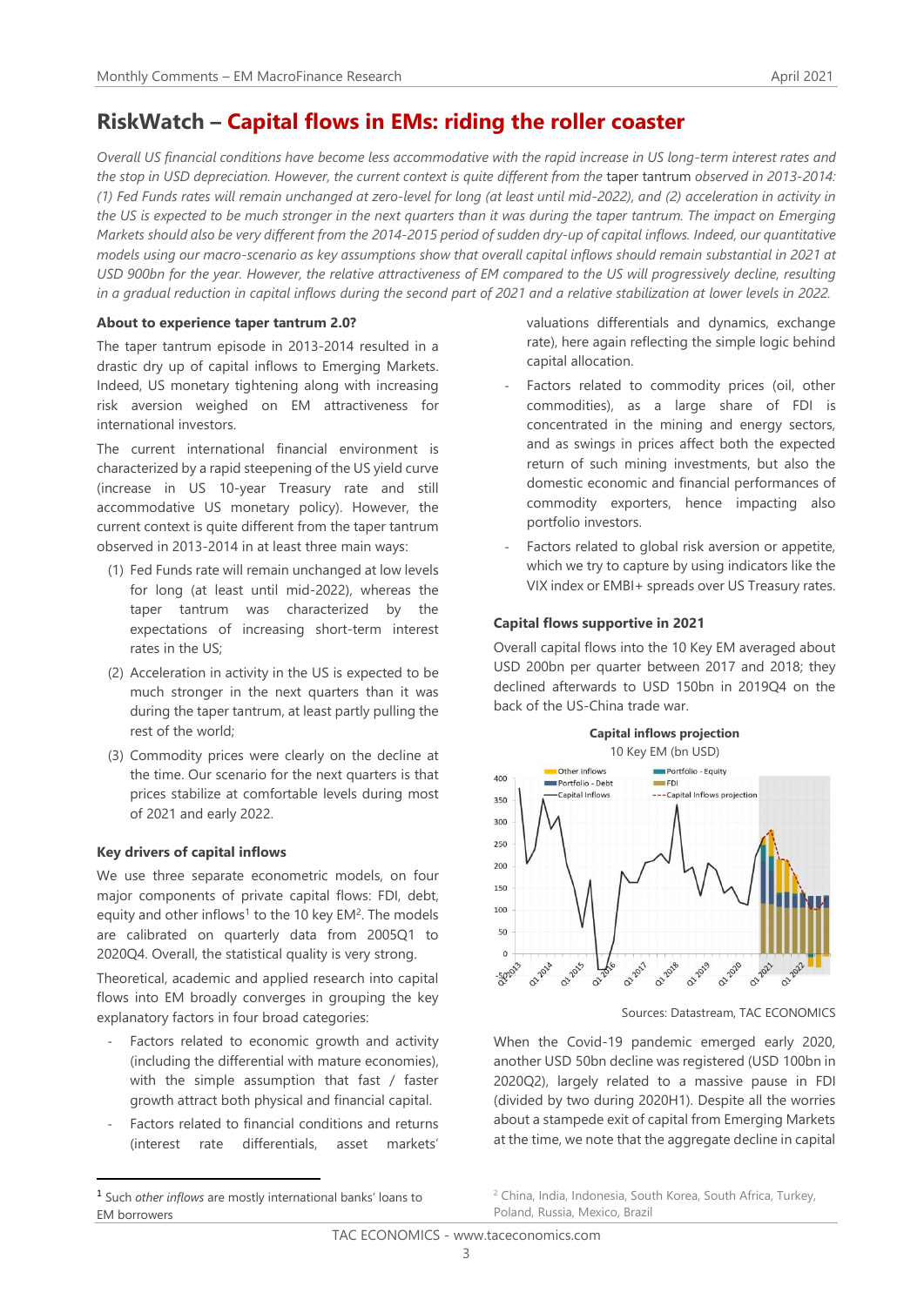## RiskWatch – Capital flows in EMs: riding the roller coaster

*Overall US financial conditions have become less accommodative with the rapid increase in US long-term interest rates and the stop in USD depreciation. However, the current context is quite different from the* taper tantrum *observed in 2013-2014: (1) Fed Funds rates will remain unchanged at zero-level for long (at least until mid-2022), and (2) acceleration in activity in the US is expected to be much stronger in the next quarters than it was during the taper tantrum. The impact on Emerging Markets should also be very different from the 2014-2015 period of sudden dry-up of capital inflows. Indeed, our quantitative models using our macro-scenario as key assumptions show that overall capital inflows should remain substantial in 2021 at USD 900bn for the year. However, the relative attractiveness of EM compared to the US will progressively decline, resulting in a gradual reduction in capital inflows during the second part of 2021 and a relative stabilization at lower levels in 2022.*

### About to experience taper tantrum 2.0?

The taper tantrum episode in 2013-2014 resulted in a drastic dry up of capital inflows to Emerging Markets. Indeed, US monetary tightening along with increasing risk aversion weighed on EM attractiveness for international investors.

The current international financial environment is characterized by a rapid steepening of the US yield curve (increase in US 10-year Treasury rate and still accommodative US monetary policy). However, the current context is quite different from the taper tantrum observed in 2013-2014 in at least three main ways:

(1) Fed Funds rate will remain unchanged at low levels for long (at least until mid-2022), whereas the taper tantrum was characterized by the expectations of increasing short-term interest rates in the US;

(2) Acceleration in activity in the US is expected to be much stronger in the next quarters than it was during the taper tantrum, at least partly pulling the rest of the world;

(3) Commodity prices were clearly on the decline at the time. Our scenario for the next quarters is that prices stabilize at comfortable levels during most of 2021 and early 2022.

### Key drivers of capital inflows

We use three separate econometric models, on four major components of private capital flows: FDI, debt, equity and other inflows[1] to the 10 key EM[2]. The models are calibrated on quarterly data from 2005Q1 to 2020Q4. Overall, the statistical quality is very strong.

Theoretical, academic and applied research into capital flows into EM broadly converges in grouping the key explanatory factors in four broad categories:

- Factors related to economic growth and activity (including the differential with mature economies), with the simple assumption that fast / faster growth attract both physical and financial capital.
- Factors related to financial conditions and returns (interest rate differentials, asset markets' valuations differentials and dynamics, exchange rate), here again reflecting the simple logic behind capital allocation.
- Factors related to commodity prices (oil, other commodities), as a large share of FDI is concentrated in the mining and energy sectors, and as swings in prices affect both the expected return of such mining investments, but also the domestic economic and financial performances of commodity exporters, hence impacting also portfolio investors.
- Factors related to global risk aversion or appetite, which we try to capture by using indicators like the VIX index or EMBI+ spreads over US Treasury rates.

### Capital flows supportive in 2021

Overall capital flows into the 10 Key EM averaged about USD 200bn per quarter between 2017 and 2018; they declined afterwards to USD 150bn in 2019Q4 on the back of the US-China trade war.

**Capital inflows projection**
10 Key EM (bn USD)

Sources: Datastream, TAC ECONOMICS

When the Covid-19 pandemic emerged early 2020, another USD 50bn decline was registered (USD 100bn in 2020Q2), largely related to a massive pause in FDI (divided by two during 2020H1). Despite all the worries about a stampede exit of capital from Emerging Markets at the time, we note that the aggregate decline in capital

[1] Such *other inflows* are mostly international banks' loans to EM borrowers

[2] China, India, Indonesia, South Korea, South Africa, Turkey, Poland, Russia, Mexico, Brazil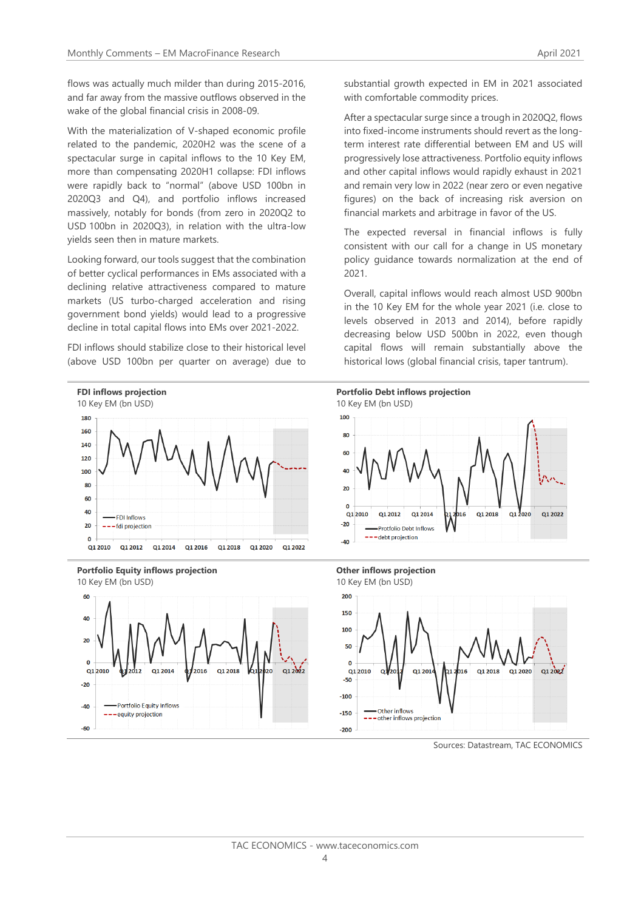flows was actually much milder than during 2015-2016, and far away from the massive outflows observed in the wake of the global financial crisis in 2008-09.

With the materialization of V-shaped economic profile related to the pandemic, 2020H2 was the scene of a spectacular surge in capital inflows to the 10 Key EM, more than compensating 2020H1 collapse: FDI inflows were rapidly back to "normal" (above USD 100bn in 2020Q3 and Q4), and portfolio inflows increased massively, notably for bonds (from zero in 2020Q2 to USD 100bn in 2020Q3), in relation with the ultra-low yields seen then in mature markets.

Looking forward, our tools suggest that the combination of better cyclical performances in EMs associated with a declining relative attractiveness compared to mature markets (US turbo-charged acceleration and rising government bond yields) would lead to a progressive decline in total capital flows into EMs over 2021-2022.

FDI inflows should stabilize close to their historical level (above USD 100bn per quarter on average) due to substantial growth expected in EM in 2021 associated with comfortable commodity prices.

After a spectacular surge since a trough in 2020Q2, flows into fixed-income instruments should revert as the long-term interest rate differential between EM and US will progressively lose attractiveness. Portfolio equity inflows and other capital inflows would rapidly exhaust in 2021 and remain very low in 2022 (near zero or even negative figures) on the back of increasing risk aversion on financial markets and arbitrage in favor of the US.

The expected reversal in financial inflows is fully consistent with our call for a change in US monetary policy guidance towards normalization at the end of 2021.

Overall, capital inflows would reach almost USD 900bn in the 10 Key EM for the whole year 2021 (i.e. close to levels observed in 2013 and 2014), before rapidly decreasing below USD 500bn in 2022, even though capital flows will remain substantially above the historical lows (global financial crisis, taper tantrum).

**FDI inflows projection**
10 Key EM (bn USD)

**Portfolio Debt inflows projection**
10 Key EM (bn USD)

**Portfolio Equity inflows projection**
10 Key EM (bn USD)

**Other inflows projection**
10 Key EM (bn USD)

Sources: Datastream, TAC ECONOMICS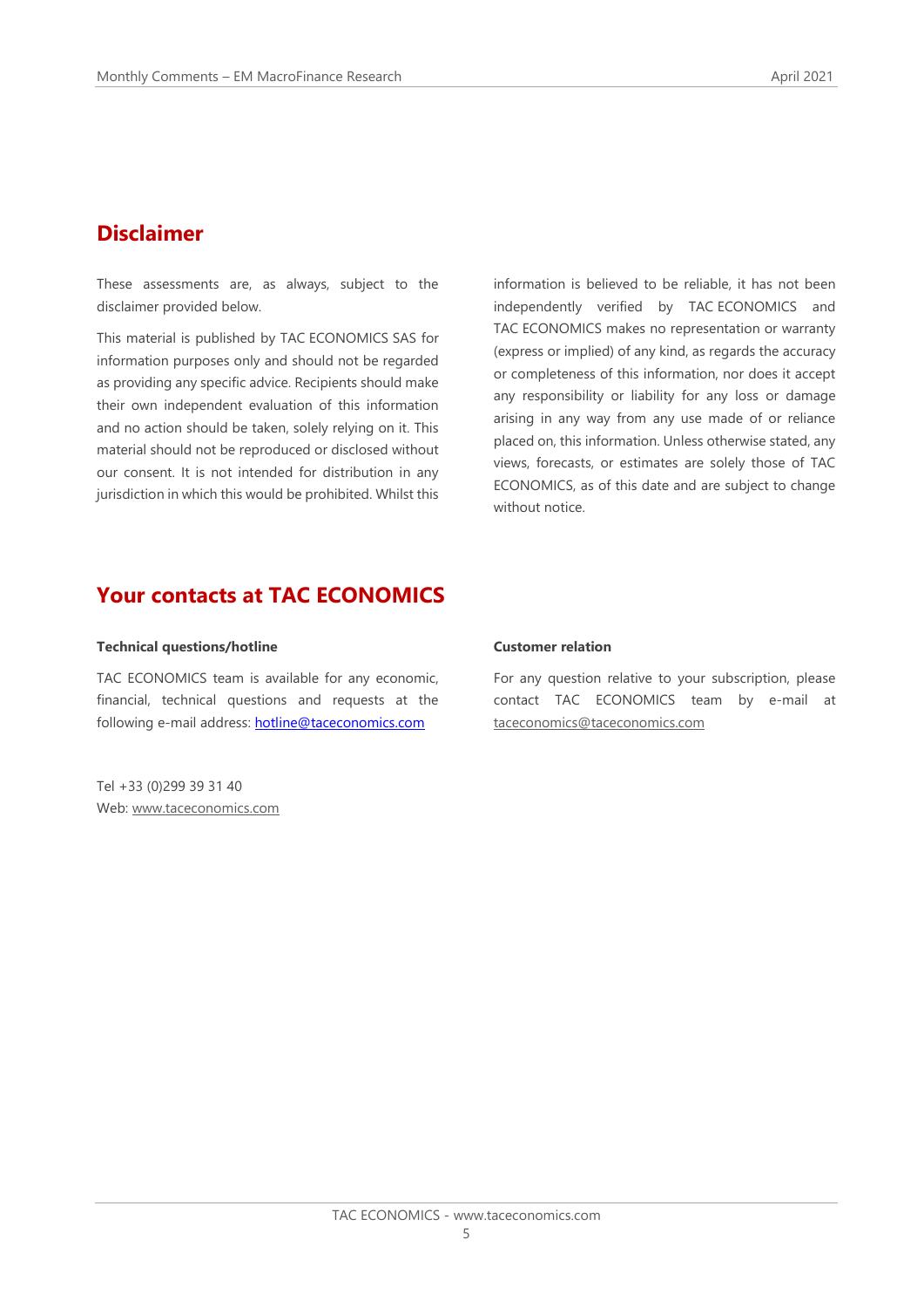## Disclaimer

These assessments are, as always, subject to the disclaimer provided below.

This material is published by TAC ECONOMICS SAS for information purposes only and should not be regarded as providing any specific advice. Recipients should make their own independent evaluation of this information and no action should be taken, solely relying on it. This material should not be reproduced or disclosed without our consent. It is not intended for distribution in any jurisdiction in which this would be prohibited. Whilst this information is believed to be reliable, it has not been independently verified by TAC ECONOMICS and TAC ECONOMICS makes no representation or warranty (express or implied) of any kind, as regards the accuracy or completeness of this information, nor does it accept any responsibility or liability for any loss or damage arising in any way from any use made of or reliance placed on, this information. Unless otherwise stated, any views, forecasts, or estimates are solely those of TAC ECONOMICS, as of this date and are subject to change without notice.

## Your contacts at TAC ECONOMICS

**Technical questions/hotline**

TAC ECONOMICS team is available for any economic, financial, technical questions and requests at the following e-mail address: hotline@taceconomics.com

**Customer relation**

For any question relative to your subscription, please contact TAC ECONOMICS team by e-mail at taceconomics@taceconomics.com

Tel +33 (0)299 39 31 40
Web: www.taceconomics.com